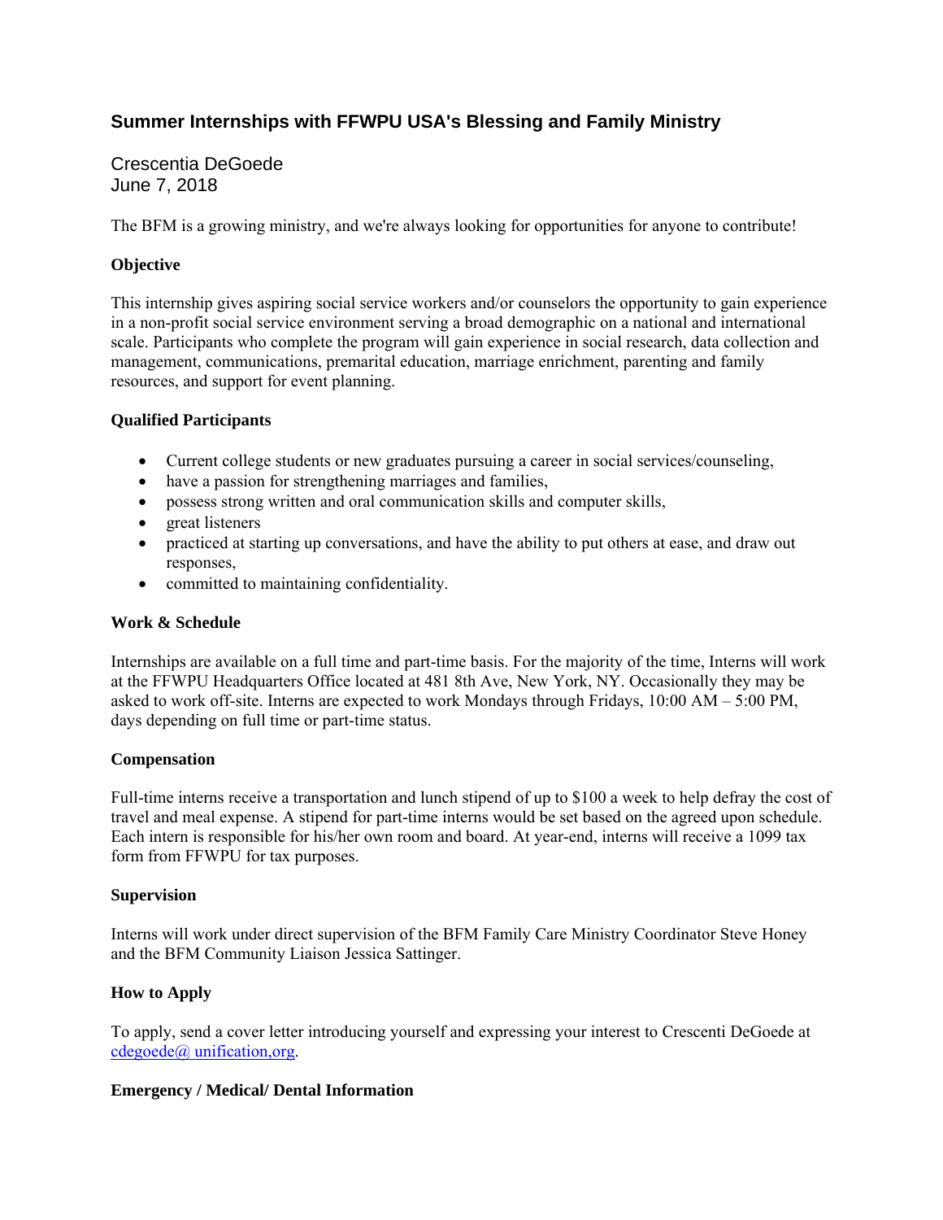# Summer Internships with FFWPU USA's Blessing and Family Ministry

Crescentia DeGoede
June 7, 2018

The BFM is a growing ministry, and we're always looking for opportunities for anyone to contribute!

**Objective**

This internship gives aspiring social service workers and/or counselors the opportunity to gain experience in a non-profit social service environment serving a broad demographic on a national and international scale. Participants who complete the program will gain experience in social research, data collection and management, communications, premarital education, marriage enrichment, parenting and family resources, and support for event planning.

**Qualified Participants**

- Current college students or new graduates pursuing a career in social services/counseling,
- have a passion for strengthening marriages and families,
- possess strong written and oral communication skills and computer skills,
- great listeners
- practiced at starting up conversations, and have the ability to put others at ease, and draw out responses,
- committed to maintaining confidentiality.

**Work & Schedule**

Internships are available on a full time and part-time basis. For the majority of the time, Interns will work at the FFWPU Headquarters Office located at 481 8th Ave, New York, NY. Occasionally they may be asked to work off-site. Interns are expected to work Mondays through Fridays, 10:00 AM – 5:00 PM, days depending on full time or part-time status.

**Compensation**

Full-time interns receive a transportation and lunch stipend of up to $100 a week to help defray the cost of travel and meal expense. A stipend for part-time interns would be set based on the agreed upon schedule. Each intern is responsible for his/her own room and board. At year-end, interns will receive a 1099 tax form from FFWPU for tax purposes.

**Supervision**

Interns will work under direct supervision of the BFM Family Care Ministry Coordinator Steve Honey and the BFM Community Liaison Jessica Sattinger.

**How to Apply**

To apply, send a cover letter introducing yourself and expressing your interest to Crescenti DeGoede at cdegoede@ unification,org.

**Emergency / Medical/ Dental Information**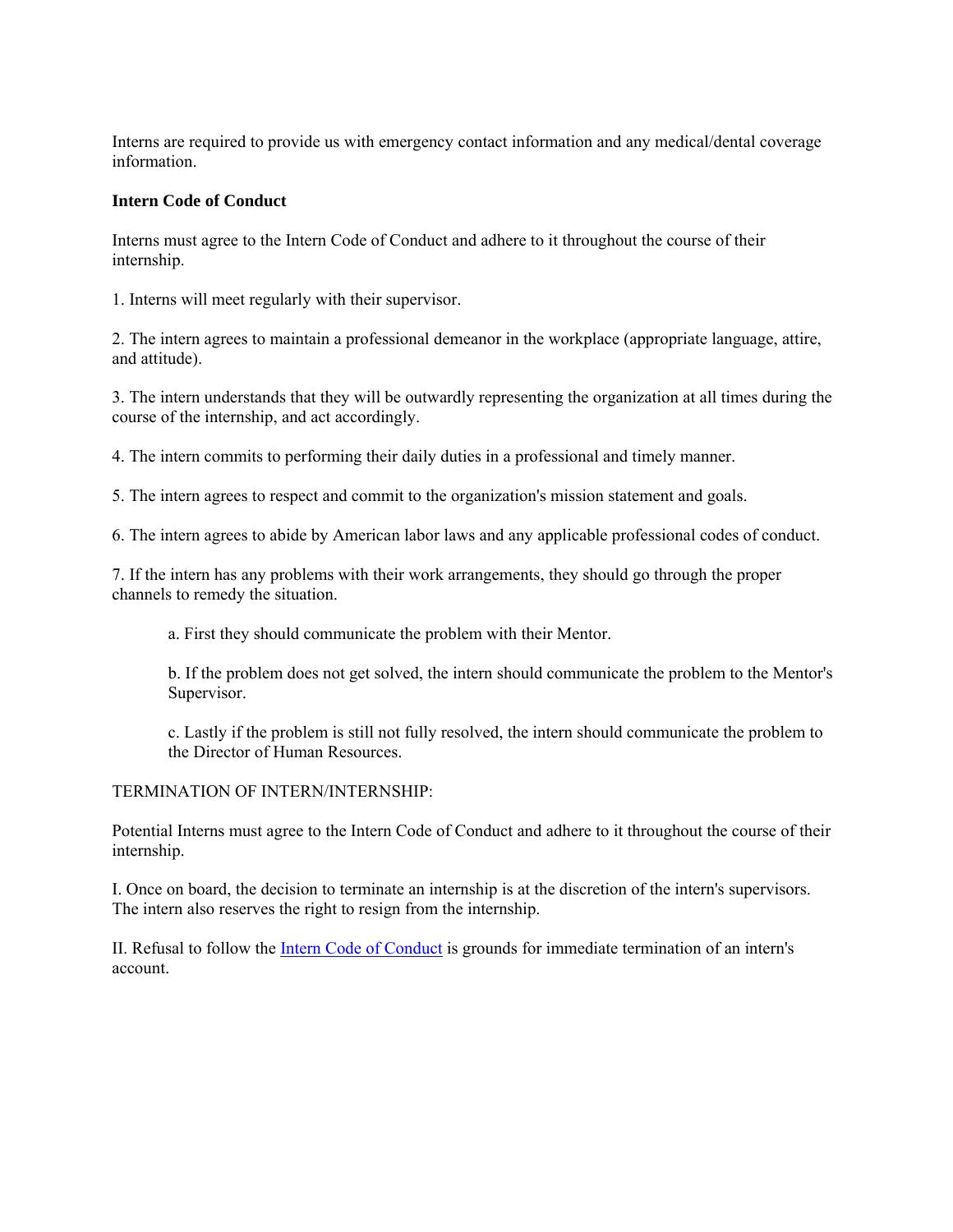Interns are required to provide us with emergency contact information and any medical/dental coverage information.

**Intern Code of Conduct**

Interns must agree to the Intern Code of Conduct and adhere to it throughout the course of their internship.

1. Interns will meet regularly with their supervisor.

2. The intern agrees to maintain a professional demeanor in the workplace (appropriate language, attire, and attitude).

3. The intern understands that they will be outwardly representing the organization at all times during the course of the internship, and act accordingly.

4. The intern commits to performing their daily duties in a professional and timely manner.

5. The intern agrees to respect and commit to the organization's mission statement and goals.

6. The intern agrees to abide by American labor laws and any applicable professional codes of conduct.

7. If the intern has any problems with their work arrangements, they should go through the proper channels to remedy the situation.

   a. First they should communicate the problem with their Mentor.

   b. If the problem does not get solved, the intern should communicate the problem to the Mentor's Supervisor.

   c. Lastly if the problem is still not fully resolved, the intern should communicate the problem to the Director of Human Resources.

TERMINATION OF INTERN/INTERNSHIP:

Potential Interns must agree to the Intern Code of Conduct and adhere to it throughout the course of their internship.

I. Once on board, the decision to terminate an internship is at the discretion of the intern's supervisors. The intern also reserves the right to resign from the internship.

II. Refusal to follow the Intern Code of Conduct is grounds for immediate termination of an intern's account.